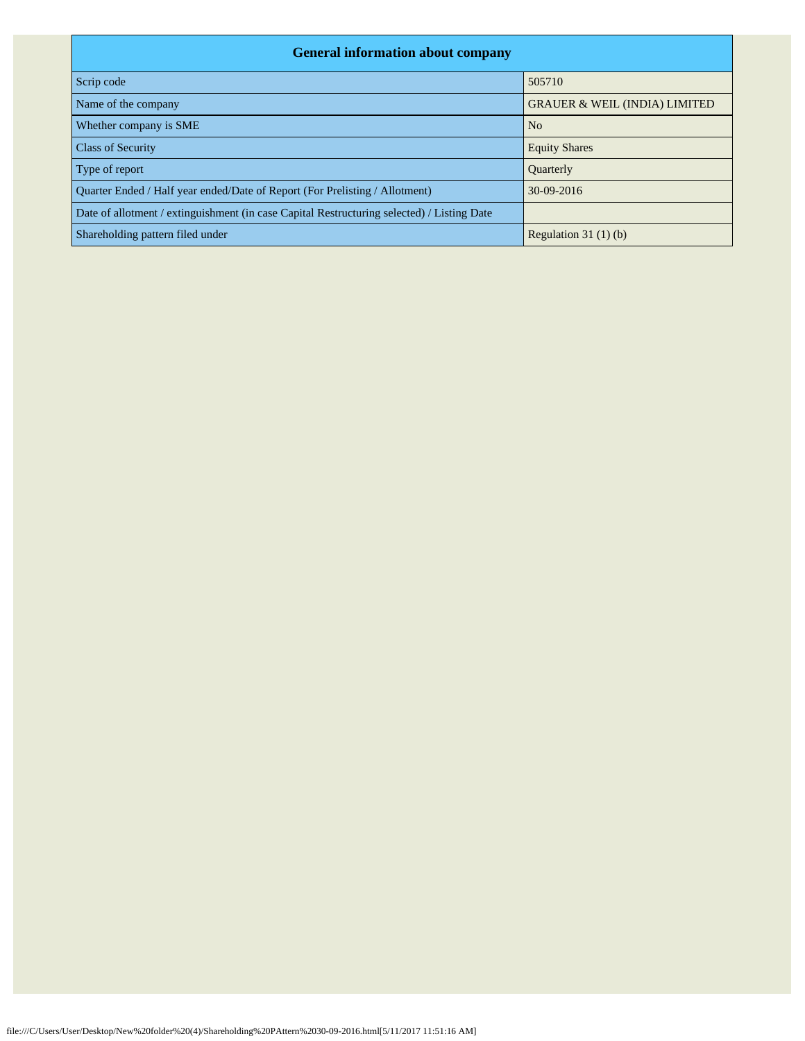| General information about company | |
|---|---|
| Scrip code | 505710 |
| Name of the company | GRAUER & WEIL (INDIA) LIMITED |
| Whether company is SME | No |
| Class of Security | Equity Shares |
| Type of report | Quarterly |
| Quarter Ended / Half year ended/Date of Report (For Prelisting / Allotment) | 30-09-2016 |
| Date of allotment / extinguishment (in case Capital Restructuring selected) / Listing Date | |
| Shareholding pattern filed under | Regulation 31 (1) (b) |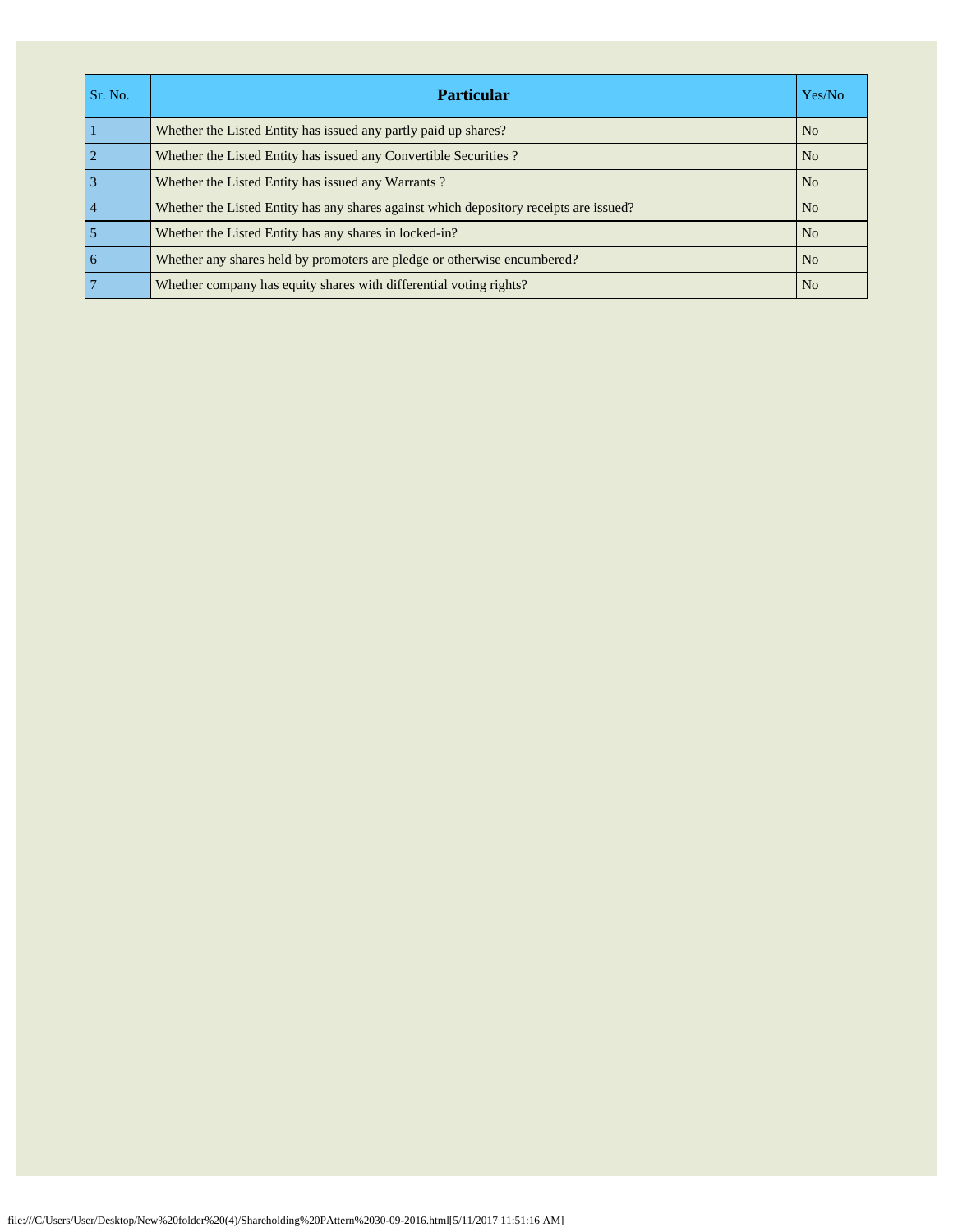| Sr. No. | Particular | Yes/No |
|---|---|---|
| 1 | Whether the Listed Entity has issued any partly paid up shares? | No |
| 2 | Whether the Listed Entity has issued any Convertible Securities ? | No |
| 3 | Whether the Listed Entity has issued any Warrants ? | No |
| 4 | Whether the Listed Entity has any shares against which depository receipts are issued? | No |
| 5 | Whether the Listed Entity has any shares in locked-in? | No |
| 6 | Whether any shares held by promoters are pledge or otherwise encumbered? | No |
| 7 | Whether company has equity shares with differential voting rights? | No |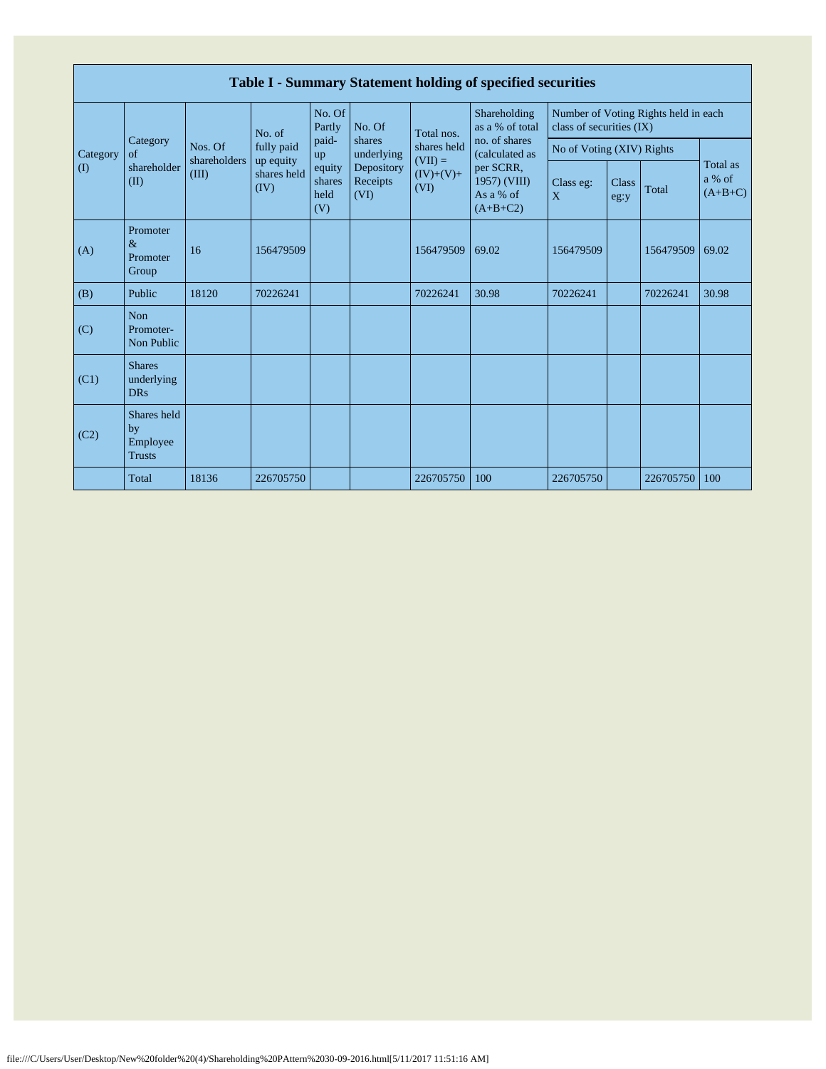# Table I - Summary Statement holding of specified securities

| Category (I) | Category of shareholder (II) | Nos. Of shareholders (III) | No. of fully paid up equity shares held (IV) | No. Of Partly paid-up equity shares held (V) | No. Of shares underlying Depository Receipts (VI) | Total nos. shares held (VII) = (IV)+(V)+ (VI) | Shareholding as a % of total no. of shares (calculated as per SCRR, 1957) (VIII) As a % of (A+B+C2) | Number of Voting Rights held in each class of securities (IX) | | | |
|---|---|---|---|---|---|---|---|---|---|---|---|
| | | | | | | | | No of Voting (XIV) Rights | | | Total as a % of (A+B+C) |
| | | | | | | | | Class eg: X | Class eg:y | Total | |
| (A) | Promoter & Promoter Group | 16 | 156479509 | | | 156479509 | 69.02 | 156479509 | | 156479509 | 69.02 |
| (B) | Public | 18120 | 70226241 | | | 70226241 | 30.98 | 70226241 | | 70226241 | 30.98 |
| (C) | Non Promoter- Non Public | | | | | | | | | | |
| (C1) | Shares underlying DRs | | | | | | | | | | |
| (C2) | Shares held by Employee Trusts | | | | | | | | | | |
| | Total | 18136 | 226705750 | | | 226705750 | 100 | 226705750 | | 226705750 | 100 |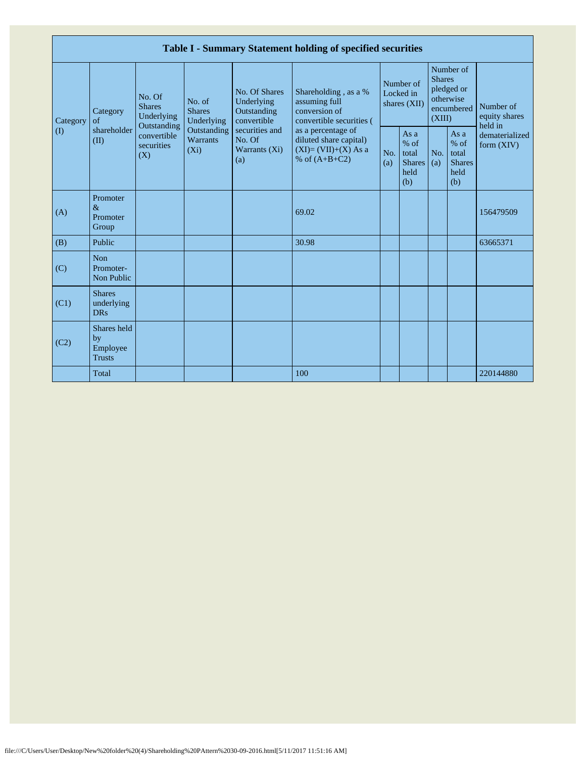| Table I - Summary Statement holding of specified securities | | | | | | | | | | |
|---|---|---|---|---|---|---|---|---|---|---|
| Category (I) | Category of shareholder (II) | No. Of Shares Underlying Outstanding convertible securities (X) | No. of Shares Underlying Outstanding Warrants (Xi) | No. Of Shares Underlying Outstanding convertible securities and No. Of Warrants (Xi) (a) | Shareholding , as a % assuming full conversion of convertible securities ( as a percentage of diluted share capital) (XI)= (VII)+(X) As a % of (A+B+C2) | Number of Locked in shares (XII) | | Number of Shares pledged or otherwise encumbered (XIII) | | Number of equity shares held in dematerialized form (XIV) |
| | | | | | | No. (a) | As a % of total Shares held (b) | No. (a) | As a % of total Shares held (b) | |
| (A) | Promoter & Promoter Group | | | | 69.02 | | | | | 156479509 |
| (B) | Public | | | | 30.98 | | | | | 63665371 |
| (C) | Non Promoter- Non Public | | | | | | | | | |
| (C1) | Shares underlying DRs | | | | | | | | | |
| (C2) | Shares held by Employee Trusts | | | | | | | | | |
| | Total | | | | 100 | | | | | 220144880 |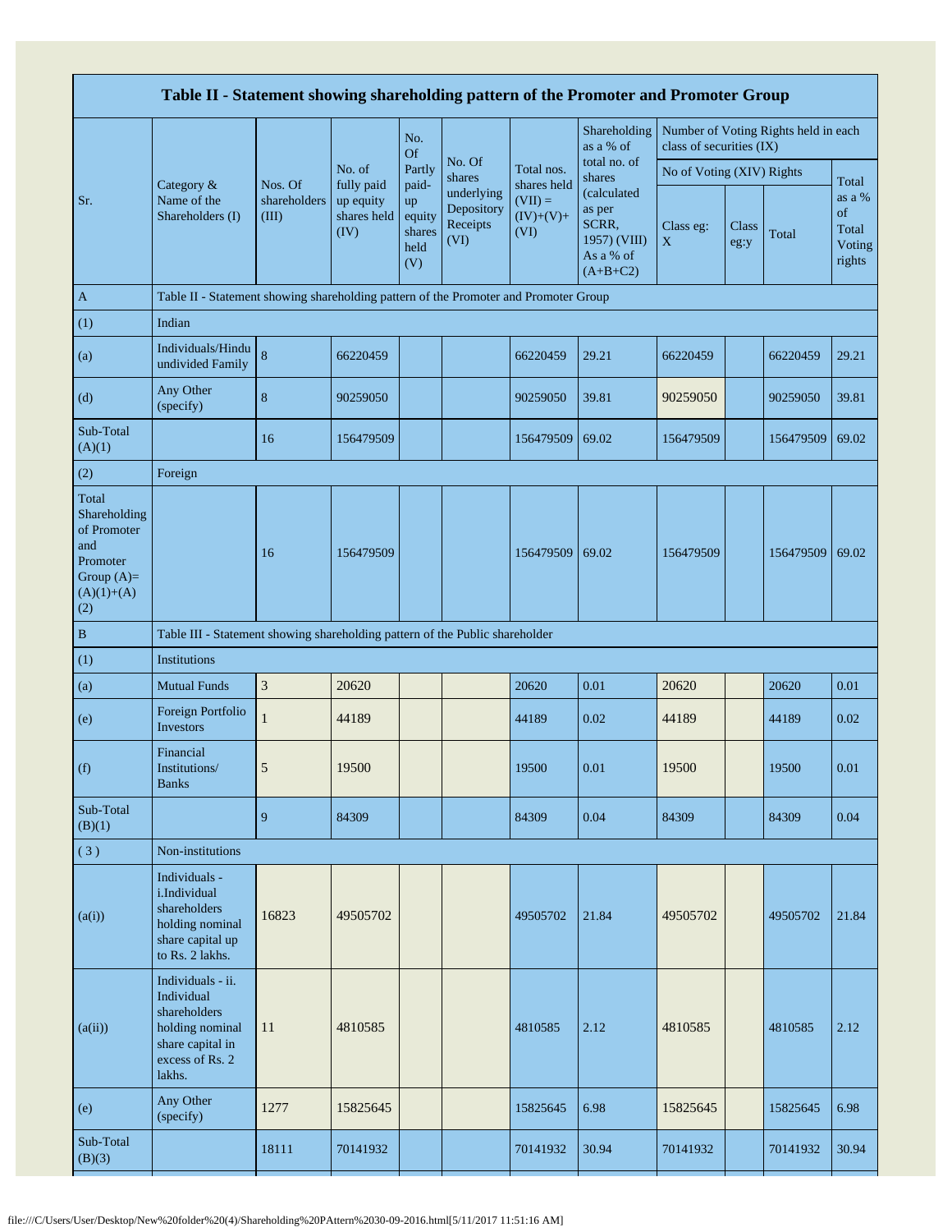| Table II - Statement showing shareholding pattern of the Promoter and Promoter Group | | | | | | | | | | | | |
|---|---|---|---|---|---|---|---|---|---|---|---|---|
| Sr. | Category & Name of the Shareholders (I) | Nos. Of shareholders (III) | No. of fully paid up equity shares held (IV) | No. Of Partly paid-up equity shares held (V) | No. Of shares underlying Depository Receipts (VI) | Total nos. shares held (VII) = (IV)+(V)+ (VI) | Shareholding as a % of total no. of shares (calculated as per SCRR, 1957) (VIII) As a % of (A+B+C2) | Number of Voting Rights held in each class of securities (IX) | | | |
| | | | | | | | | No of Voting (XIV) Rights | | | Total as a % of Total Voting rights |
| | | | | | | | | Class eg: X | Class eg:y | Total | |
| A | Table II - Statement showing shareholding pattern of the Promoter and Promoter Group | | | | | | | | | | |
| (1) | Indian | | | | | | | | | | |
| (a) | Individuals/Hindu undivided Family | 8 | 66220459 | | | 66220459 | 29.21 | 66220459 | | 66220459 | 29.21 |
| (d) | Any Other (specify) | 8 | 90259050 | | | 90259050 | 39.81 | 90259050 | | 90259050 | 39.81 |
| Sub-Total (A)(1) | | 16 | 156479509 | | | 156479509 | 69.02 | 156479509 | | 156479509 | 69.02 |
| (2) | Foreign | | | | | | | | | | |
| Total Shareholding of Promoter and Promoter Group (A)= (A)(1)+(A)(2) | | 16 | 156479509 | | | 156479509 | 69.02 | 156479509 | | 156479509 | 69.02 |
| B | Table III - Statement showing shareholding pattern of the Public shareholder | | | | | | | | | | |
| (1) | Institutions | | | | | | | | | | |
| (a) | Mutual Funds | 3 | 20620 | | | 20620 | 0.01 | 20620 | | 20620 | 0.01 |
| (e) | Foreign Portfolio Investors | 1 | 44189 | | | 44189 | 0.02 | 44189 | | 44189 | 0.02 |
| (f) | Financial Institutions/ Banks | 5 | 19500 | | | 19500 | 0.01 | 19500 | | 19500 | 0.01 |
| Sub-Total (B)(1) | | 9 | 84309 | | | 84309 | 0.04 | 84309 | | 84309 | 0.04 |
| ( 3 ) | Non-institutions | | | | | | | | | | |
| (a(i)) | Individuals - i.Individual shareholders holding nominal share capital up to Rs. 2 lakhs. | 16823 | 49505702 | | | 49505702 | 21.84 | 49505702 | | 49505702 | 21.84 |
| (a(ii)) | Individuals - ii. Individual shareholders holding nominal share capital in excess of Rs. 2 lakhs. | 11 | 4810585 | | | 4810585 | 2.12 | 4810585 | | 4810585 | 2.12 |
| (e) | Any Other (specify) | 1277 | 15825645 | | | 15825645 | 6.98 | 15825645 | | 15825645 | 6.98 |
| Sub-Total (B)(3) | | 18111 | 70141932 | | | 70141932 | 30.94 | 70141932 | | 70141932 | 30.94 |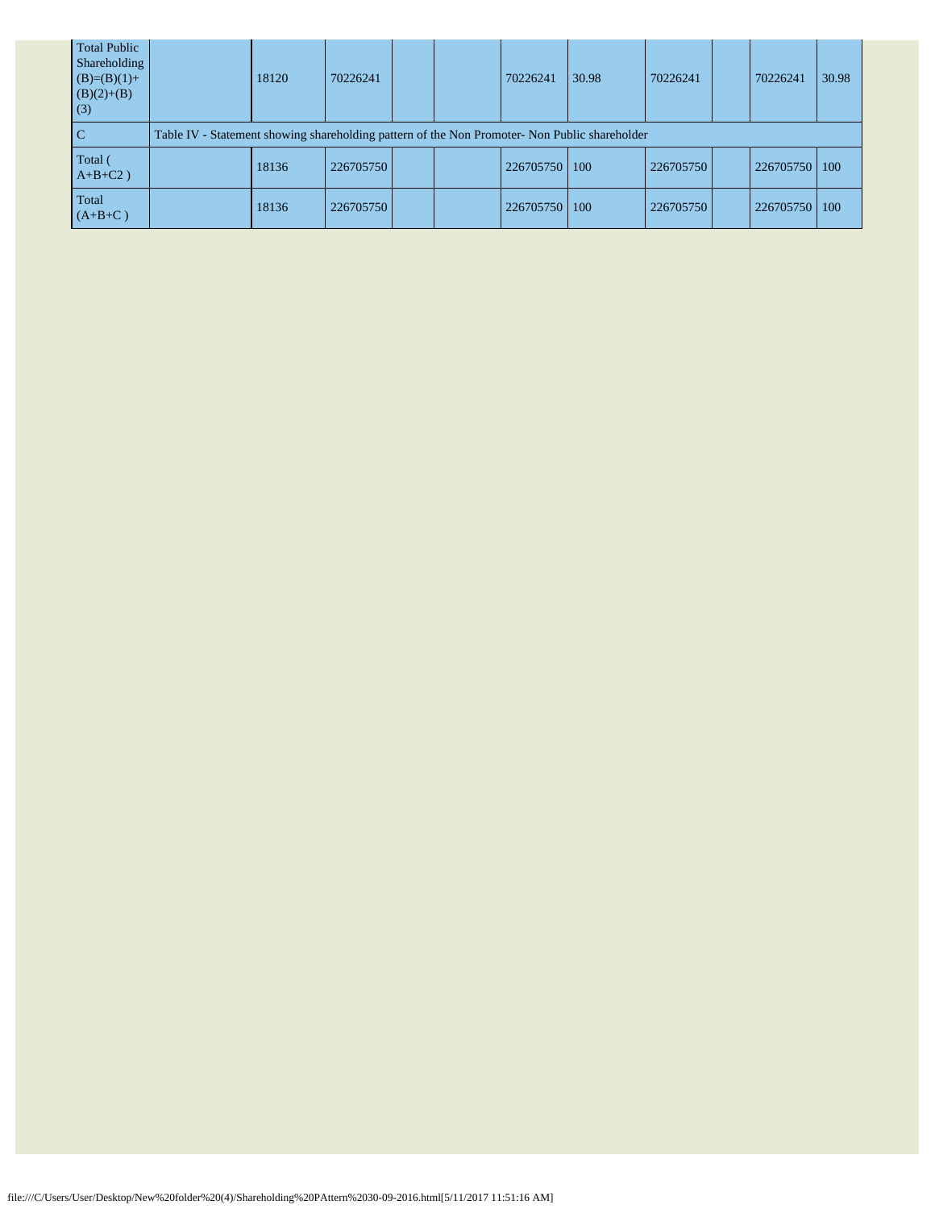| | | | | | | | | | | | |
|---|---|---|---|---|---|---|---|---|---|---|---|
| Total Public Shareholding (B)=(B)(1)+(B)(2)+(B)(3) | | 18120 | 70226241 | | | 70226241 | 30.98 | 70226241 | | 70226241 | 30.98 |
| C | Table IV - Statement showing shareholding pattern of the Non Promoter- Non Public shareholder | | | | | | | | | | |
| Total ( A+B+C2 ) | | 18136 | 226705750 | | | 226705750 | 100 | 226705750 | | 226705750 | 100 |
| Total (A+B+C ) | | 18136 | 226705750 | | | 226705750 | 100 | 226705750 | | 226705750 | 100 |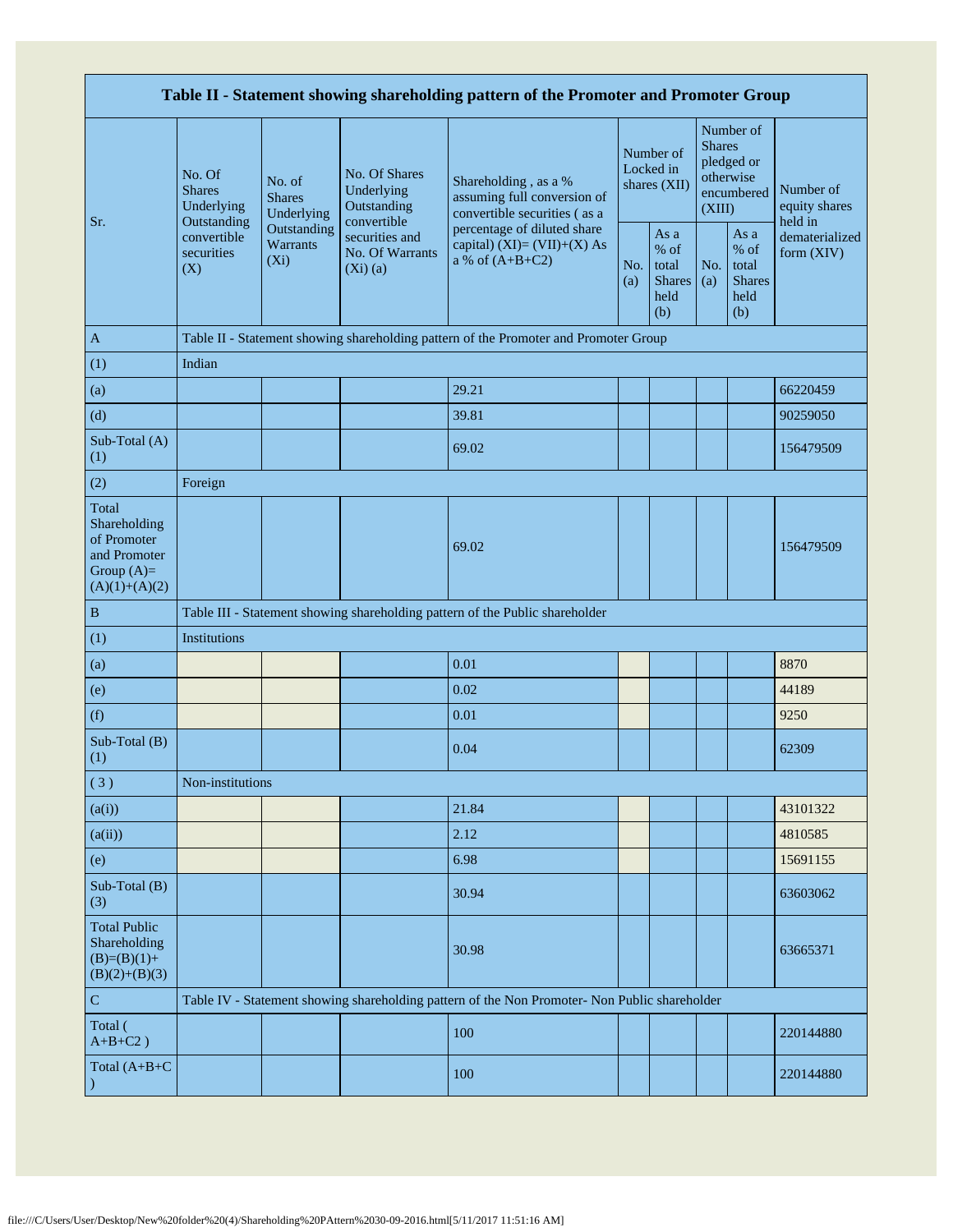| Table II - Statement showing shareholding pattern of the Promoter and Promoter Group | | | | | | | | | |
|---|---|---|---|---|---|---|---|---|---|
| Sr. | No. Of Shares Underlying Outstanding convertible securities (X) | No. of Shares Underlying Outstanding Warrants (Xi) | No. Of Shares Underlying Outstanding convertible securities and No. Of Warrants (Xi) (a) | Shareholding , as a % assuming full conversion of convertible securities ( as a percentage of diluted share capital) (XI)= (VII)+(X) As a % of (A+B+C2) | Number of Locked in shares (XII) | | Number of Shares pledged or otherwise encumbered (XIII) | | Number of equity shares held in dematerialized form (XIV) |
| | | | | | No. (a) | As a % of total Shares held (b) | No. (a) | As a % of total Shares held (b) | |
| A | Table II - Statement showing shareholding pattern of the Promoter and Promoter Group | | | | | | | | |
| (1) | Indian | | | | | | | | |
| (a) | | | | 29.21 | | | | | 66220459 |
| (d) | | | | 39.81 | | | | | 90259050 |
| Sub-Total (A) (1) | | | | 69.02 | | | | | 156479509 |
| (2) | Foreign | | | | | | | | |
| Total Shareholding of Promoter and Promoter Group (A)=(A)(1)+(A)(2) | | | | 69.02 | | | | | 156479509 |
| B | Table III - Statement showing shareholding pattern of the Public shareholder | | | | | | | | |
| (1) | Institutions | | | | | | | | |
| (a) | | | | 0.01 | | | | | 8870 |
| (e) | | | | 0.02 | | | | | 44189 |
| (f) | | | | 0.01 | | | | | 9250 |
| Sub-Total (B) (1) | | | | 0.04 | | | | | 62309 |
| ( 3 ) | Non-institutions | | | | | | | | |
| (a(i)) | | | | 21.84 | | | | | 43101322 |
| (a(ii)) | | | | 2.12 | | | | | 4810585 |
| (e) | | | | 6.98 | | | | | 15691155 |
| Sub-Total (B) (3) | | | | 30.94 | | | | | 63603062 |
| Total Public Shareholding (B)=(B)(1)+(B)(2)+(B)(3) | | | | 30.98 | | | | | 63665371 |
| C | Table IV - Statement showing shareholding pattern of the Non Promoter- Non Public shareholder | | | | | | | | |
| Total ( A+B+C2 ) | | | | 100 | | | | | 220144880 |
| Total (A+B+C ) | | | | 100 | | | | | 220144880 |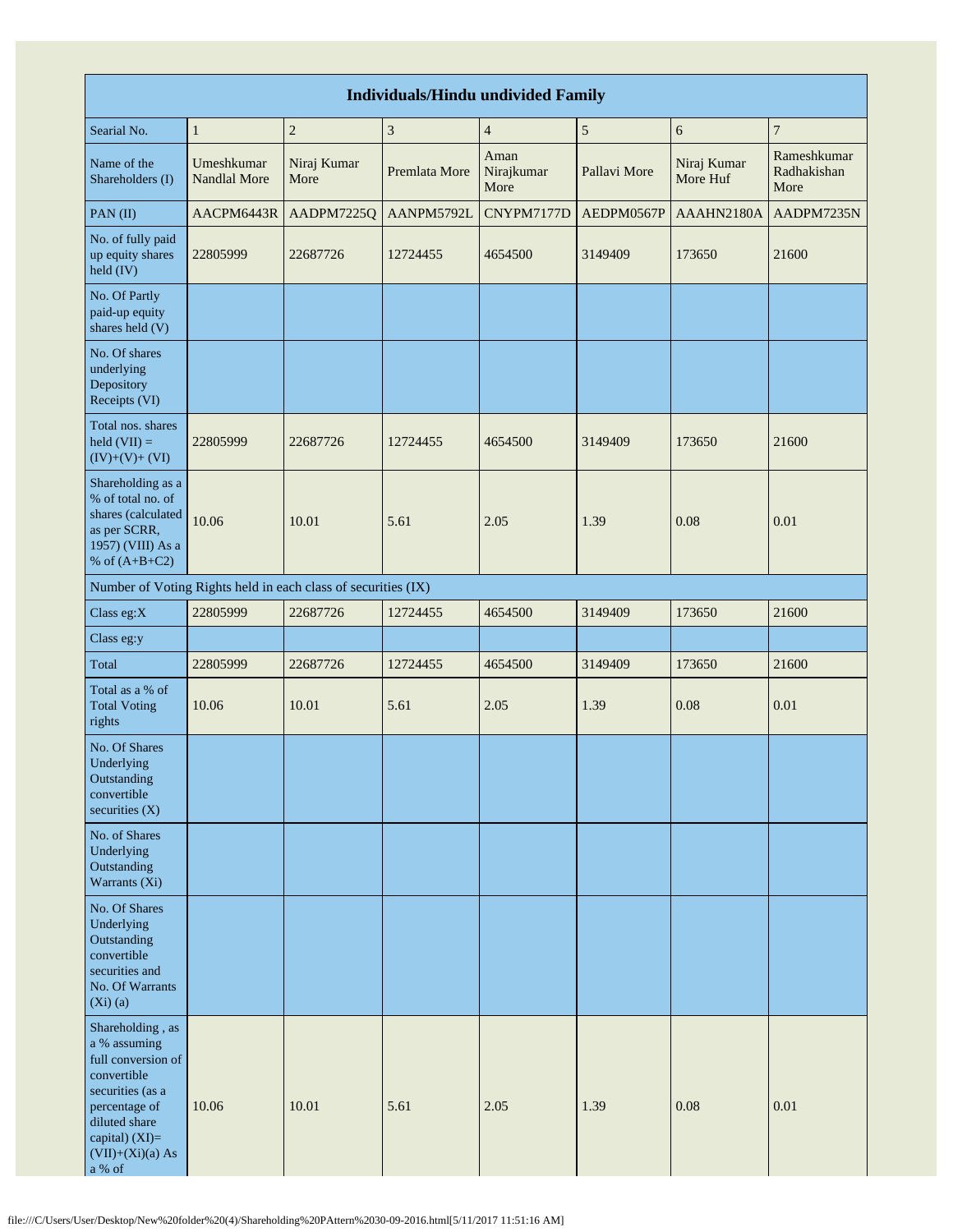| Individuals/Hindu undivided Family | | | | | | | |
|---|---|---|---|---|---|---|---|
| Searial No. | 1 | 2 | 3 | 4 | 5 | 6 | 7 |
| Name of the Shareholders (I) | Umeshkumar Nandlal More | Niraj Kumar More | Premlata More | Aman Nirajkumar More | Pallavi More | Niraj Kumar More Huf | Rameshkumar Radhakishan More |
| PAN (II) | AACPM6443R | AADPM7225Q | AANPM5792L | CNYPM7177D | AEDPM0567P | AAAHN2180A | AADPM7235N |
| No. of fully paid up equity shares held (IV) | 22805999 | 22687726 | 12724455 | 4654500 | 3149409 | 173650 | 21600 |
| No. Of Partly paid-up equity shares held (V) | | | | | | | |
| No. Of shares underlying Depository Receipts (VI) | | | | | | | |
| Total nos. shares held (VII) = (IV)+(V)+ (VI) | 22805999 | 22687726 | 12724455 | 4654500 | 3149409 | 173650 | 21600 |
| Shareholding as a % of total no. of shares (calculated as per SCRR, 1957) (VIII) As a % of (A+B+C2) | 10.06 | 10.01 | 5.61 | 2.05 | 1.39 | 0.08 | 0.01 |
| Number of Voting Rights held in each class of securities (IX) | | | | | | | |
| Class eg:X | 22805999 | 22687726 | 12724455 | 4654500 | 3149409 | 173650 | 21600 |
| Class eg:y | | | | | | | |
| Total | 22805999 | 22687726 | 12724455 | 4654500 | 3149409 | 173650 | 21600 |
| Total as a % of Total Voting rights | 10.06 | 10.01 | 5.61 | 2.05 | 1.39 | 0.08 | 0.01 |
| No. Of Shares Underlying Outstanding convertible securities (X) | | | | | | | |
| No. of Shares Underlying Outstanding Warrants (Xi) | | | | | | | |
| No. Of Shares Underlying Outstanding convertible securities and No. Of Warrants (Xi) (a) | | | | | | | |
| Shareholding , as a % assuming full conversion of convertible securities (as a percentage of diluted share capital) (XI)= (VII)+(Xi)(a) As a % of | 10.06 | 10.01 | 5.61 | 2.05 | 1.39 | 0.08 | 0.01 |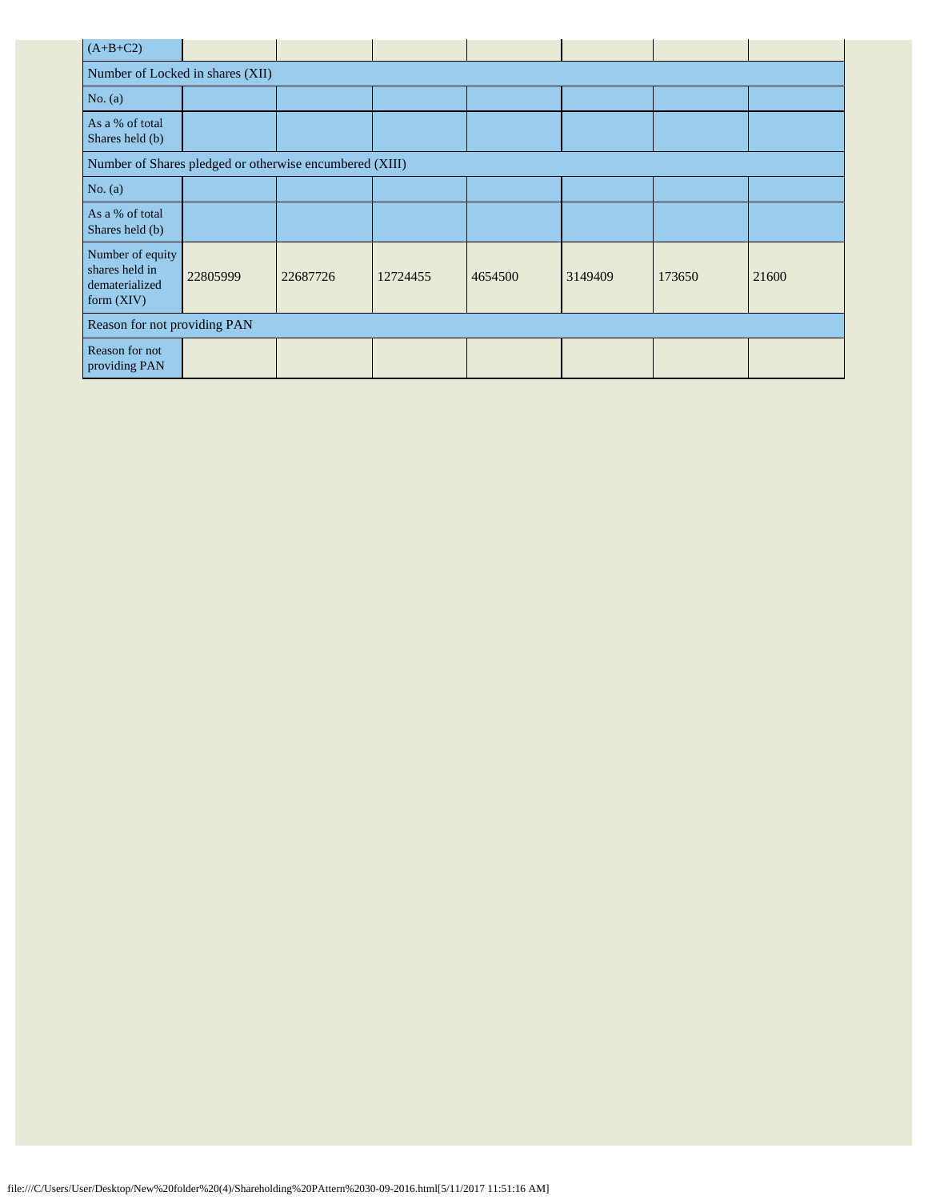| (A+B+C2) | | | | | | | |
|---|---|---|---|---|---|---|---|
| Number of Locked in shares (XII) | | | | | | | |
| No. (a) | | | | | | | |
| As a % of total Shares held (b) | | | | | | | |
| Number of Shares pledged or otherwise encumbered (XIII) | | | | | | | |
| No. (a) | | | | | | | |
| As a % of total Shares held (b) | | | | | | | |
| Number of equity shares held in dematerialized form (XIV) | 22805999 | 22687726 | 12724455 | 4654500 | 3149409 | 173650 | 21600 |
| Reason for not providing PAN | | | | | | | |
| Reason for not providing PAN | | | | | | | |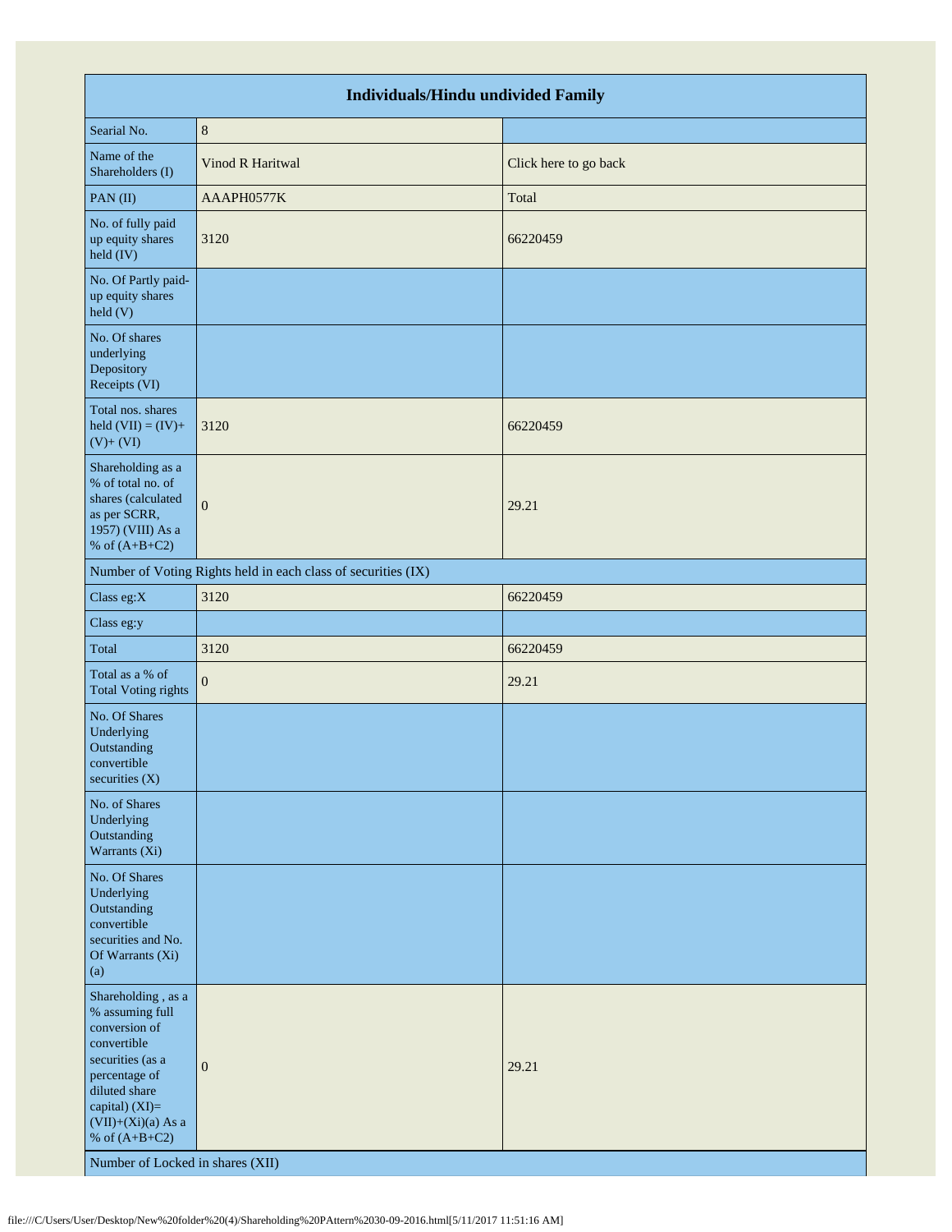| Individuals/Hindu undivided Family | | |
|---|---|---|
| Searial No. | 8 | |
| Name of the Shareholders (I) | Vinod R Haritwal | Click here to go back |
| PAN (II) | AAAPH0577K | Total |
| No. of fully paid up equity shares held (IV) | 3120 | 66220459 |
| No. Of Partly paid-up equity shares held (V) | | |
| No. Of shares underlying Depository Receipts (VI) | | |
| Total nos. shares held (VII) = (IV)+(V)+ (VI) | 3120 | 66220459 |
| Shareholding as a % of total no. of shares (calculated as per SCRR, 1957) (VIII) As a % of (A+B+C2) | 0 | 29.21 |
| Number of Voting Rights held in each class of securities (IX) | | |
| Class eg:X | 3120 | 66220459 |
| Class eg:y | | |
| Total | 3120 | 66220459 |
| Total as a % of Total Voting rights | 0 | 29.21 |
| No. Of Shares Underlying Outstanding convertible securities (X) | | |
| No. of Shares Underlying Outstanding Warrants (Xi) | | |
| No. Of Shares Underlying Outstanding convertible securities and No. Of Warrants (Xi) (a) | | |
| Shareholding , as a % assuming full conversion of convertible securities (as a percentage of diluted share capital) (XI)= (VII)+(Xi)(a) As a % of (A+B+C2) | 0 | 29.21 |
| Number of Locked in shares (XII) | | |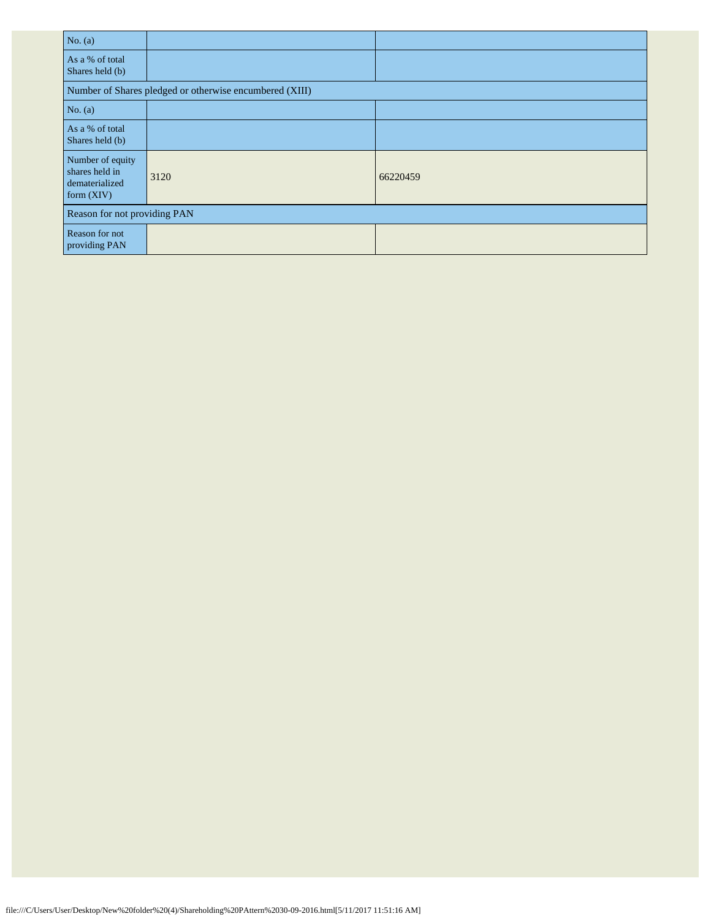| No. (a) | | |
|---|---|---|
| As a % of total Shares held (b) | | |
| Number of Shares pledged or otherwise encumbered (XIII) | | |
| No. (a) | | |
| As a % of total Shares held (b) | | |
| Number of equity shares held in dematerialized form (XIV) | 3120 | 66220459 |
| Reason for not providing PAN | | |
| Reason for not providing PAN | | |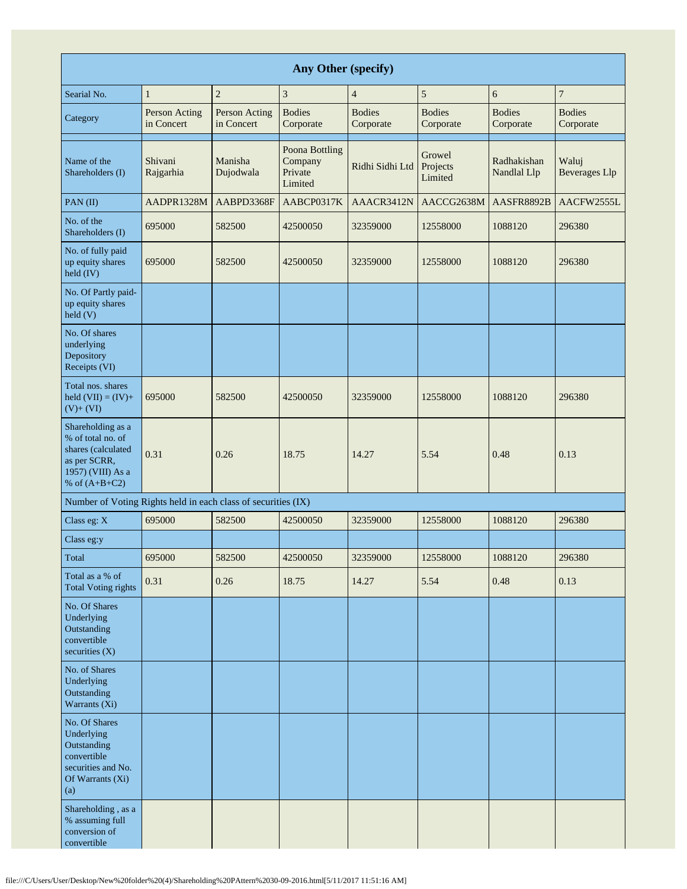| Any Other (specify) | | | | | | | |
|---|---|---|---|---|---|---|---|
| Searial No. | 1 | 2 | 3 | 4 | 5 | 6 | 7 |
| Category | Person Acting in Concert | Person Acting in Concert | Bodies Corporate | Bodies Corporate | Bodies Corporate | Bodies Corporate | Bodies Corporate |
| Name of the Shareholders (I) | Shivani Rajgarhia | Manisha Dujodwala | Poona Bottling Company Private Limited | Ridhi Sidhi Ltd | Growel Projects Limited | Radhakishan Nandlal Llp | Waluj Beverages Llp |
| PAN (II) | AADPR1328M | AABPD3368F | AABCP0317K | AAACR3412N | AACCG2638M | AASFR8892B | AACFW2555L |
| No. of the Shareholders (I) | 695000 | 582500 | 42500050 | 32359000 | 12558000 | 1088120 | 296380 |
| No. of fully paid up equity shares held (IV) | 695000 | 582500 | 42500050 | 32359000 | 12558000 | 1088120 | 296380 |
| No. Of Partly paid-up equity shares held (V) | | | | | | | |
| No. Of shares underlying Depository Receipts (VI) | | | | | | | |
| Total nos. shares held (VII) = (IV)+ (V)+ (VI) | 695000 | 582500 | 42500050 | 32359000 | 12558000 | 1088120 | 296380 |
| Shareholding as a % of total no. of shares (calculated as per SCRR, 1957) (VIII) As a % of (A+B+C2) | 0.31 | 0.26 | 18.75 | 14.27 | 5.54 | 0.48 | 0.13 |
| Number of Voting Rights held in each class of securities (IX) | | | | | | | |
| Class eg: X | 695000 | 582500 | 42500050 | 32359000 | 12558000 | 1088120 | 296380 |
| Class eg:y | | | | | | | |
| Total | 695000 | 582500 | 42500050 | 32359000 | 12558000 | 1088120 | 296380 |
| Total as a % of Total Voting rights | 0.31 | 0.26 | 18.75 | 14.27 | 5.54 | 0.48 | 0.13 |
| No. Of Shares Underlying Outstanding convertible securities (X) | | | | | | | |
| No. of Shares Underlying Outstanding Warrants (Xi) | | | | | | | |
| No. Of Shares Underlying Outstanding convertible securities and No. Of Warrants (Xi) (a) | | | | | | | |
| Shareholding , as a % assuming full conversion of convertible | | | | | | | |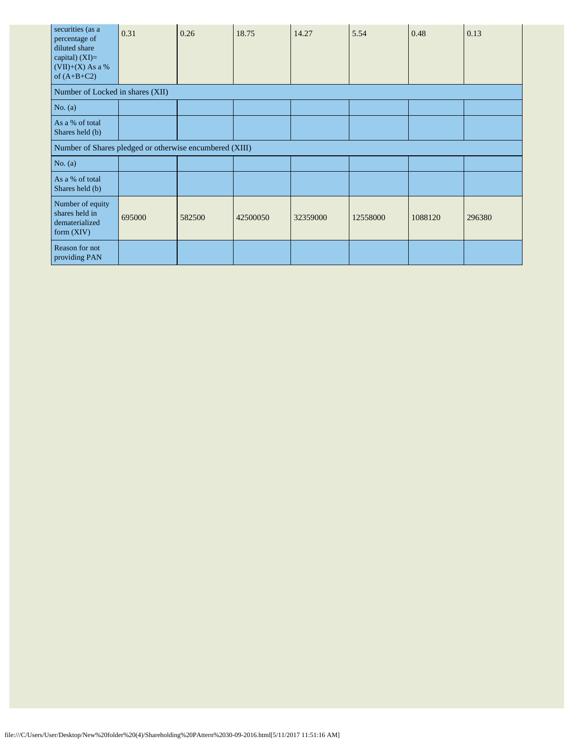| securities (as a percentage of diluted share capital) (XI)= (VII)+(X) As a % of (A+B+C2) | 0.31 | 0.26 | 18.75 | 14.27 | 5.54 | 0.48 | 0.13 |
|---|---|---|---|---|---|---|---|
| Number of Locked in shares (XII) | | | | | | | |
| No. (a) | | | | | | | |
| As a % of total Shares held (b) | | | | | | | |
| Number of Shares pledged or otherwise encumbered (XIII) | | | | | | | |
| No. (a) | | | | | | | |
| As a % of total Shares held (b) | | | | | | | |
| Number of equity shares held in dematerialized form (XIV) | 695000 | 582500 | 42500050 | 32359000 | 12558000 | 1088120 | 296380 |
| Reason for not providing PAN | | | | | | | |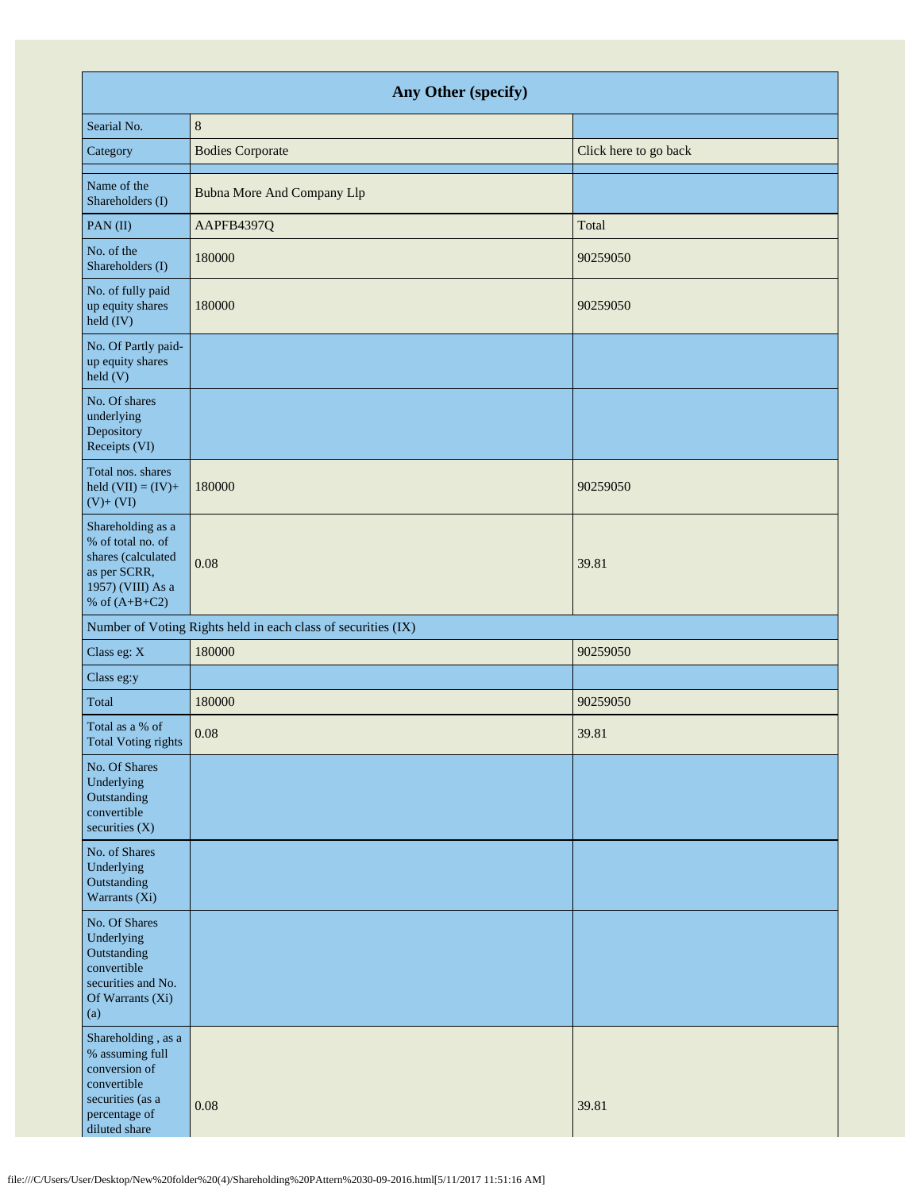| Any Other (specify) | | |
|---|---|---|
| Searial No. | 8 | |
| Category | Bodies Corporate | Click here to go back |
| Name of the Shareholders (I) | Bubna More And Company Llp | |
| PAN (II) | AAPFB4397Q | Total |
| No. of the Shareholders (I) | 180000 | 90259050 |
| No. of fully paid up equity shares held (IV) | 180000 | 90259050 |
| No. Of Partly paid-up equity shares held (V) | | |
| No. Of shares underlying Depository Receipts (VI) | | |
| Total nos. shares held (VII) = (IV)+ (V)+ (VI) | 180000 | 90259050 |
| Shareholding as a % of total no. of shares (calculated as per SCRR, 1957) (VIII) As a % of (A+B+C2) | 0.08 | 39.81 |
| Number of Voting Rights held in each class of securities (IX) | | |
| Class eg: X | 180000 | 90259050 |
| Class eg:y | | |
| Total | 180000 | 90259050 |
| Total as a % of Total Voting rights | 0.08 | 39.81 |
| No. Of Shares Underlying Outstanding convertible securities (X) | | |
| No. of Shares Underlying Outstanding Warrants (Xi) | | |
| No. Of Shares Underlying Outstanding convertible securities and No. Of Warrants (Xi) (a) | | |
| Shareholding , as a % assuming full conversion of convertible securities (as a percentage of diluted share | 0.08 | 39.81 |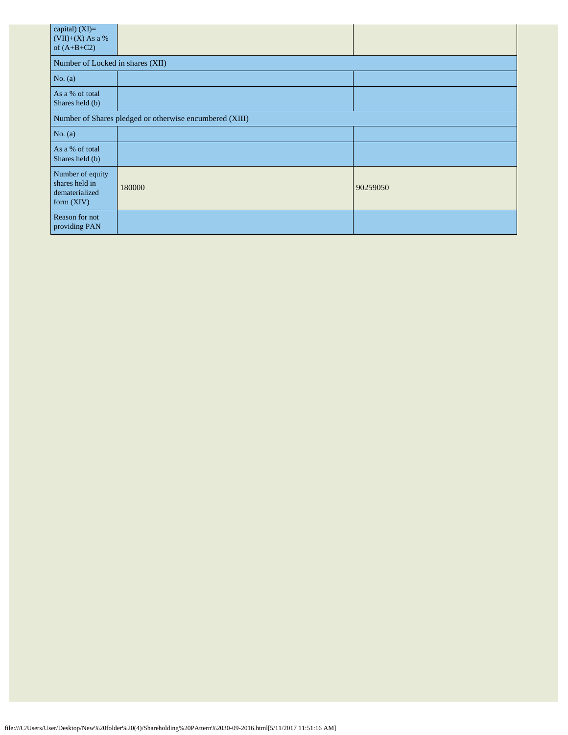| capital) (XI)= (VII)+(X) As a % of (A+B+C2) | | |
|---|---|---|
| Number of Locked in shares (XII) | | |
| No. (a) | | |
| As a % of total Shares held (b) | | |
| Number of Shares pledged or otherwise encumbered (XIII) | | |
| No. (a) | | |
| As a % of total Shares held (b) | | |
| Number of equity shares held in dematerialized form (XIV) | 180000 | 90259050 |
| Reason for not providing PAN | | |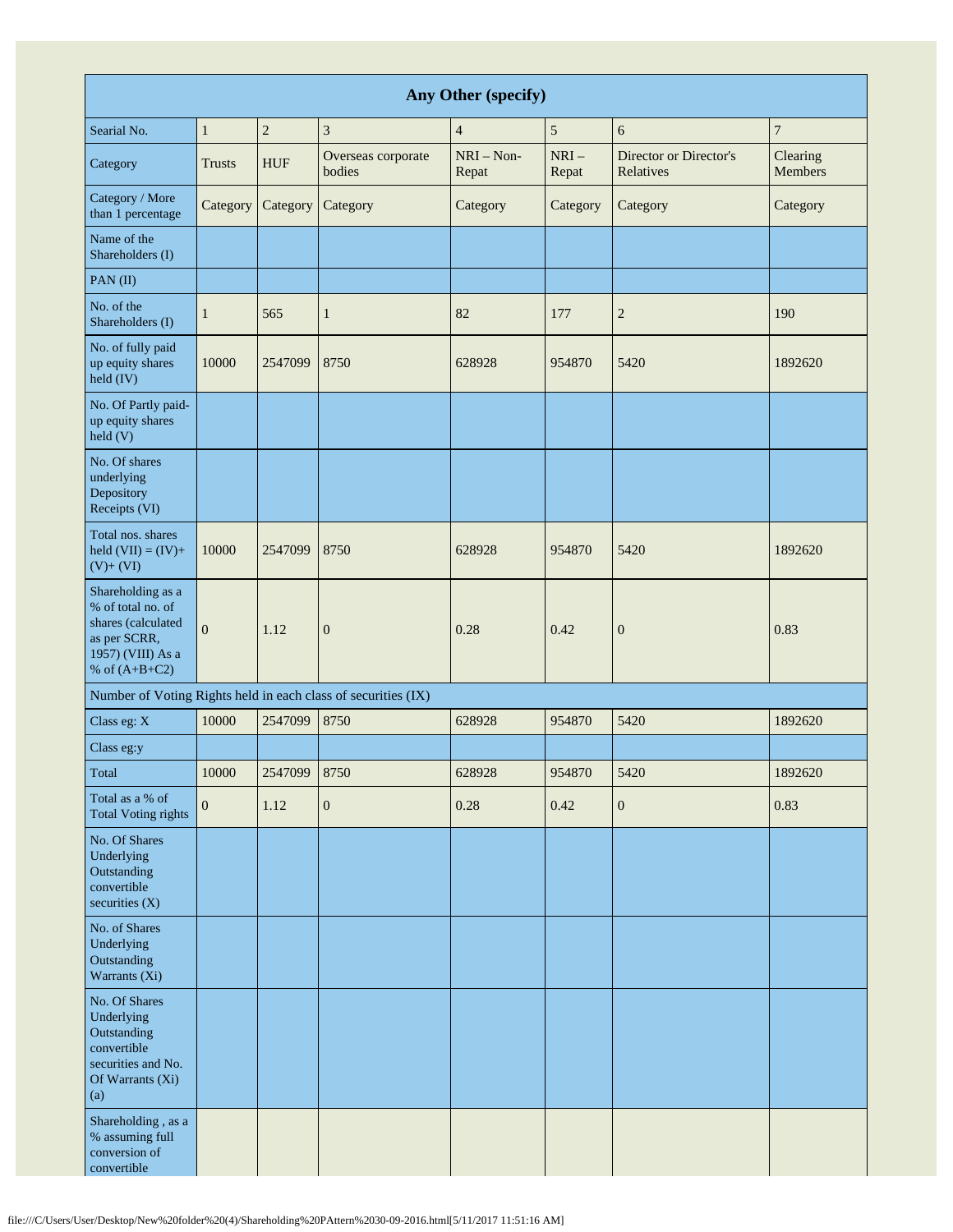| Any Other (specify) | | | | | | | |
|---|---|---|---|---|---|---|---|
| Searial No. | 1 | 2 | 3 | 4 | 5 | 6 | 7 |
| Category | Trusts | HUF | Overseas corporate bodies | NRI – Non-Repat | NRI – Repat | Director or Director's Relatives | Clearing Members |
| Category / More than 1 percentage | Category | Category | Category | Category | Category | Category | Category |
| Name of the Shareholders (I) | | | | | | | |
| PAN (II) | | | | | | | |
| No. of the Shareholders (I) | 1 | 565 | 1 | 82 | 177 | 2 | 190 |
| No. of fully paid up equity shares held (IV) | 10000 | 2547099 | 8750 | 628928 | 954870 | 5420 | 1892620 |
| No. Of Partly paid-up equity shares held (V) | | | | | | | |
| No. Of shares underlying Depository Receipts (VI) | | | | | | | |
| Total nos. shares held (VII) = (IV)+ (V)+ (VI) | 10000 | 2547099 | 8750 | 628928 | 954870 | 5420 | 1892620 |
| Shareholding as a % of total no. of shares (calculated as per SCRR, 1957) (VIII) As a % of (A+B+C2) | 0 | 1.12 | 0 | 0.28 | 0.42 | 0 | 0.83 |
| Number of Voting Rights held in each class of securities (IX) | | | | | | | |
| Class eg: X | 10000 | 2547099 | 8750 | 628928 | 954870 | 5420 | 1892620 |
| Class eg:y | | | | | | | |
| Total | 10000 | 2547099 | 8750 | 628928 | 954870 | 5420 | 1892620 |
| Total as a % of Total Voting rights | 0 | 1.12 | 0 | 0.28 | 0.42 | 0 | 0.83 |
| No. Of Shares Underlying Outstanding convertible securities (X) | | | | | | | |
| No. of Shares Underlying Outstanding Warrants (Xi) | | | | | | | |
| No. Of Shares Underlying Outstanding convertible securities and No. Of Warrants (Xi) (a) | | | | | | | |
| Shareholding , as a % assuming full conversion of convertible | | | | | | | |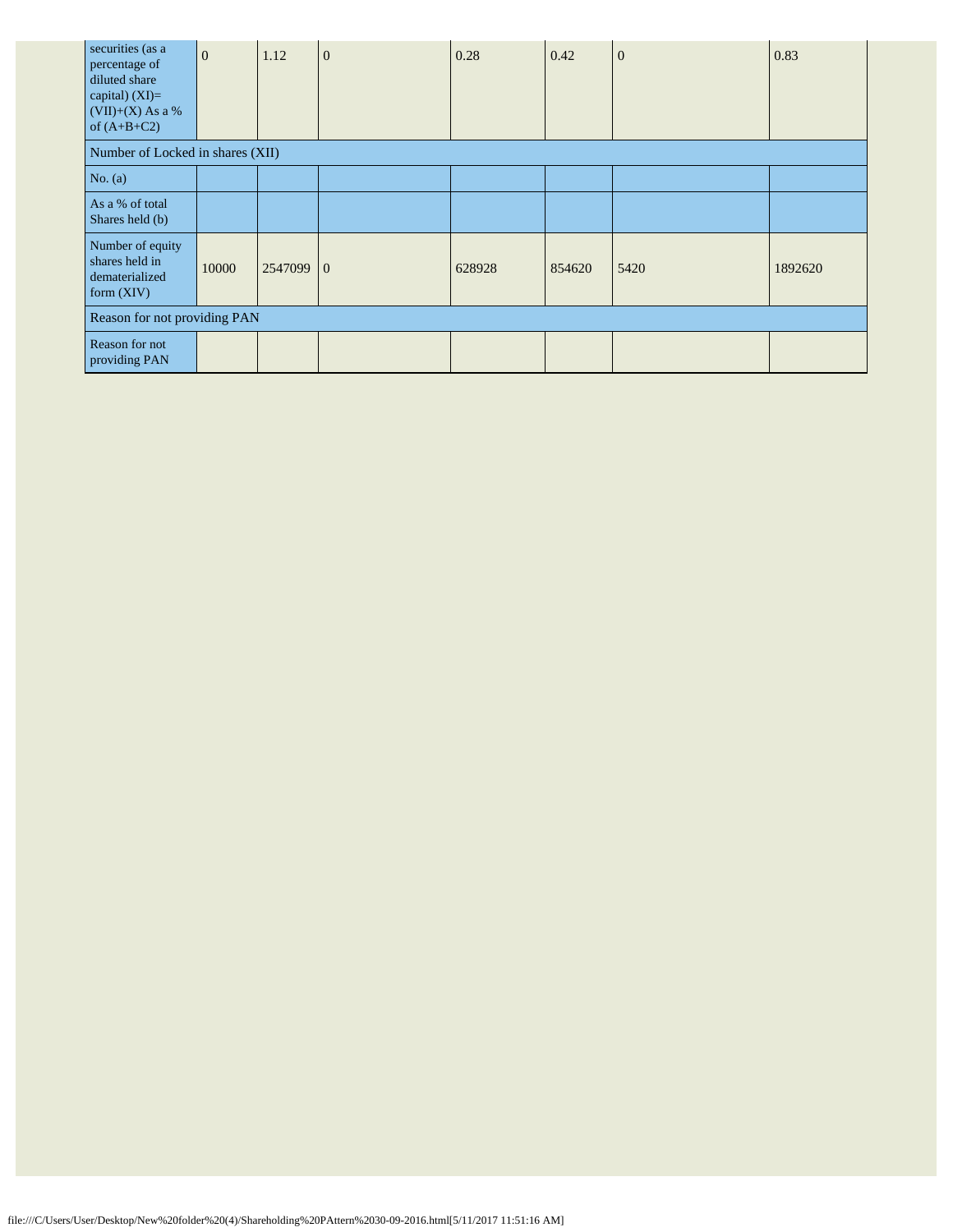| securities (as a percentage of diluted share capital) (XI)= (VII)+(X) As a % of (A+B+C2) | 0 | 1.12 | 0 | 0.28 | 0.42 | 0 | 0.83 |
|---|---|---|---|---|---|---|---|
| Number of Locked in shares (XII) | | | | | | | |
| No. (a) | | | | | | | |
| As a % of total Shares held (b) | | | | | | | |
| Number of equity shares held in dematerialized form (XIV) | 10000 | 2547099 | 0 | 628928 | 854620 | 5420 | 1892620 |
| Reason for not providing PAN | | | | | | | |
| Reason for not providing PAN | | | | | | | |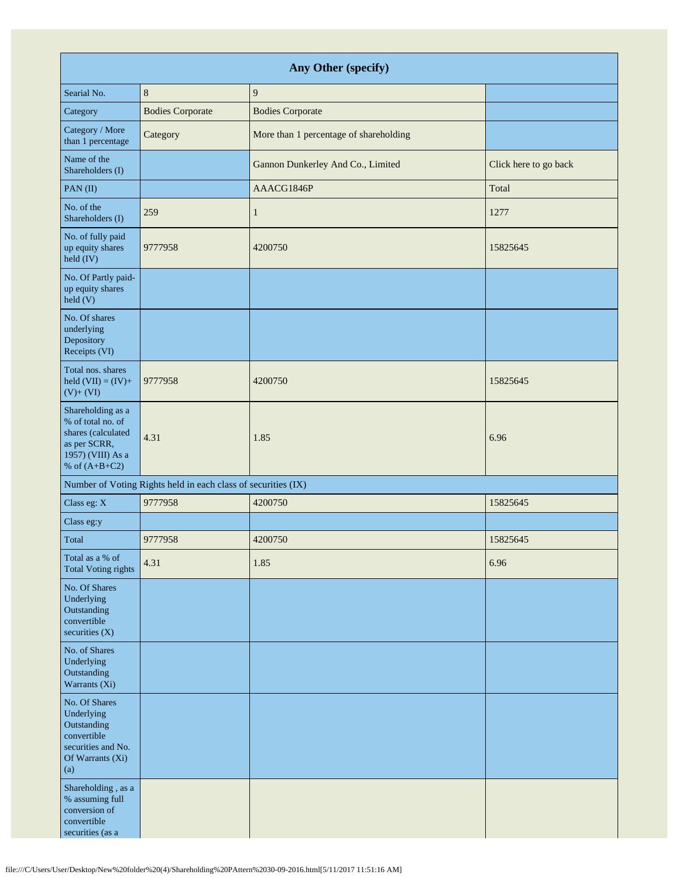| Any Other (specify) | | | |
|---|---|---|---|
| Searial No. | 8 | 9 | |
| Category | Bodies Corporate | Bodies Corporate | |
| Category / More than 1 percentage | Category | More than 1 percentage of shareholding | |
| Name of the Shareholders (I) | | Gannon Dunkerley And Co., Limited | Click here to go back |
| PAN (II) | | AAACG1846P | Total |
| No. of the Shareholders (I) | 259 | 1 | 1277 |
| No. of fully paid up equity shares held (IV) | 9777958 | 4200750 | 15825645 |
| No. Of Partly paid-up equity shares held (V) | | | |
| No. Of shares underlying Depository Receipts (VI) | | | |
| Total nos. shares held (VII) = (IV)+ (V)+ (VI) | 9777958 | 4200750 | 15825645 |
| Shareholding as a % of total no. of shares (calculated as per SCRR, 1957) (VIII) As a % of (A+B+C2) | 4.31 | 1.85 | 6.96 |
| Number of Voting Rights held in each class of securities (IX) | | | |
| Class eg: X | 9777958 | 4200750 | 15825645 |
| Class eg:y | | | |
| Total | 9777958 | 4200750 | 15825645 |
| Total as a % of Total Voting rights | 4.31 | 1.85 | 6.96 |
| No. Of Shares Underlying Outstanding convertible securities (X) | | | |
| No. of Shares Underlying Outstanding Warrants (Xi) | | | |
| No. Of Shares Underlying Outstanding convertible securities and No. Of Warrants (Xi) (a) | | | |
| Shareholding , as a % assuming full conversion of convertible securities (as a | | | |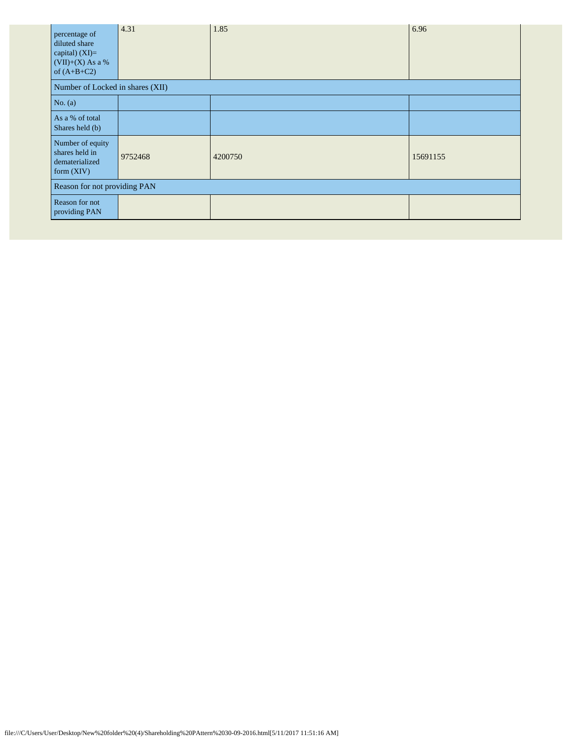| | | | |
|---|---|---|---|
| percentage of diluted share capital) (XI)= (VII)+(X) As a % of (A+B+C2) | 4.31 | 1.85 | 6.96 |
| Number of Locked in shares (XII) | | | |
| No. (a) | | | |
| As a % of total Shares held (b) | | | |
| Number of equity shares held in dematerialized form (XIV) | 9752468 | 4200750 | 15691155 |
| Reason for not providing PAN | | | |
| Reason for not providing PAN | | | |